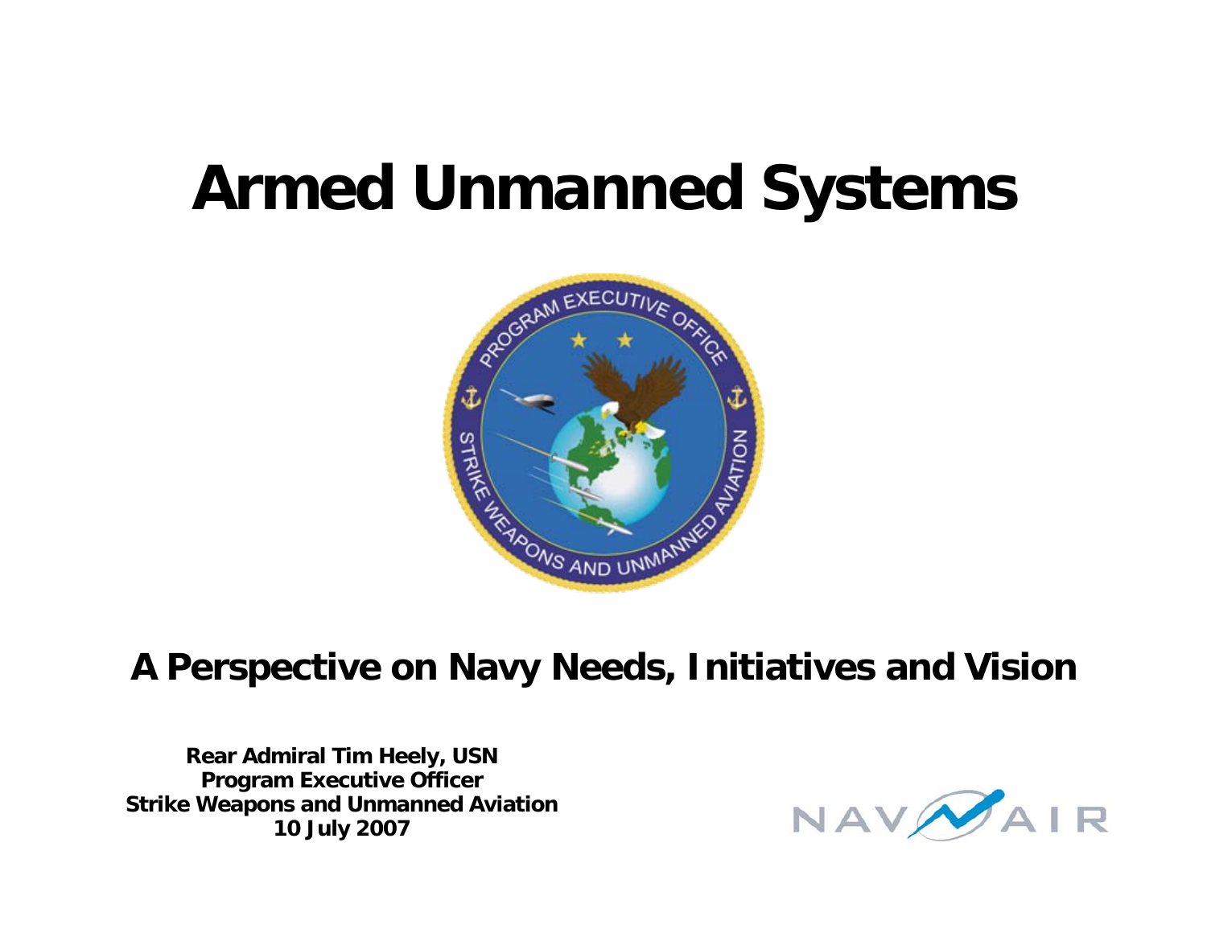# Armed Unmanned Systems

## A Perspective on Navy Needs, Initiatives and Vision

**Rear Admiral Tim Heely, USN**
**Program Executive Officer**
**Strike Weapons and Unmanned Aviation**
**10 July 2007**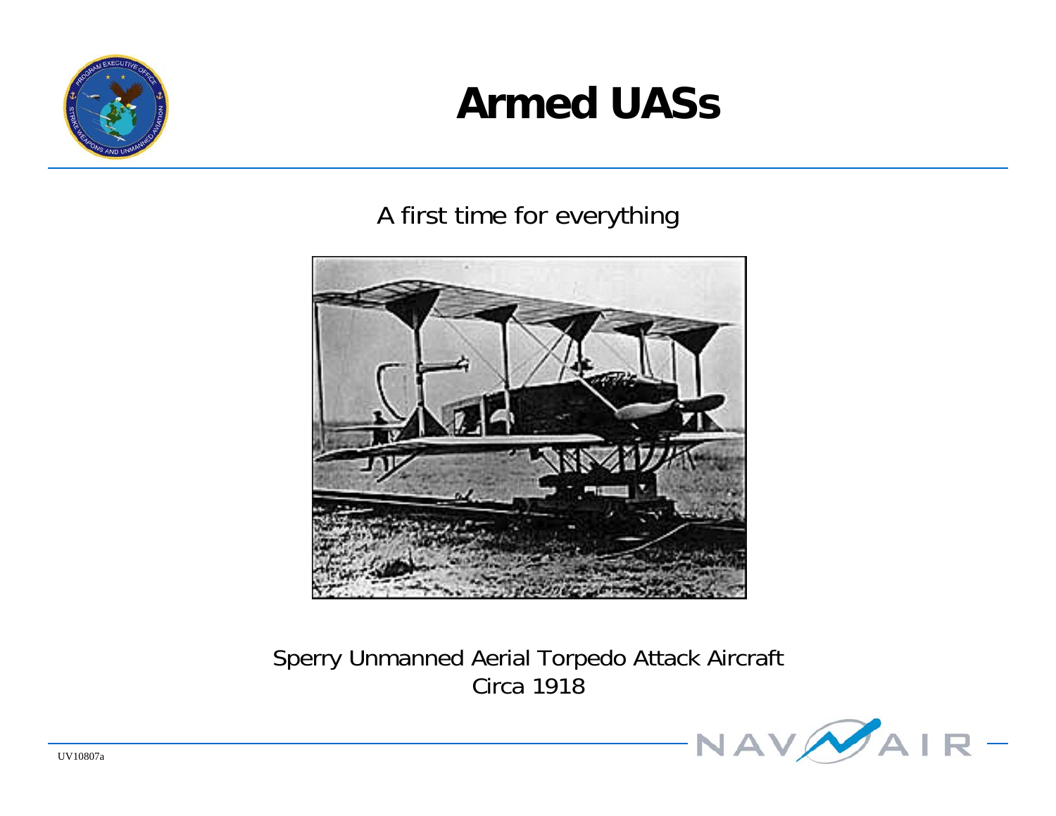# Armed UASs

A first time for everything

Sperry Unmanned Aerial Torpedo Attack Aircraft
Circa 1918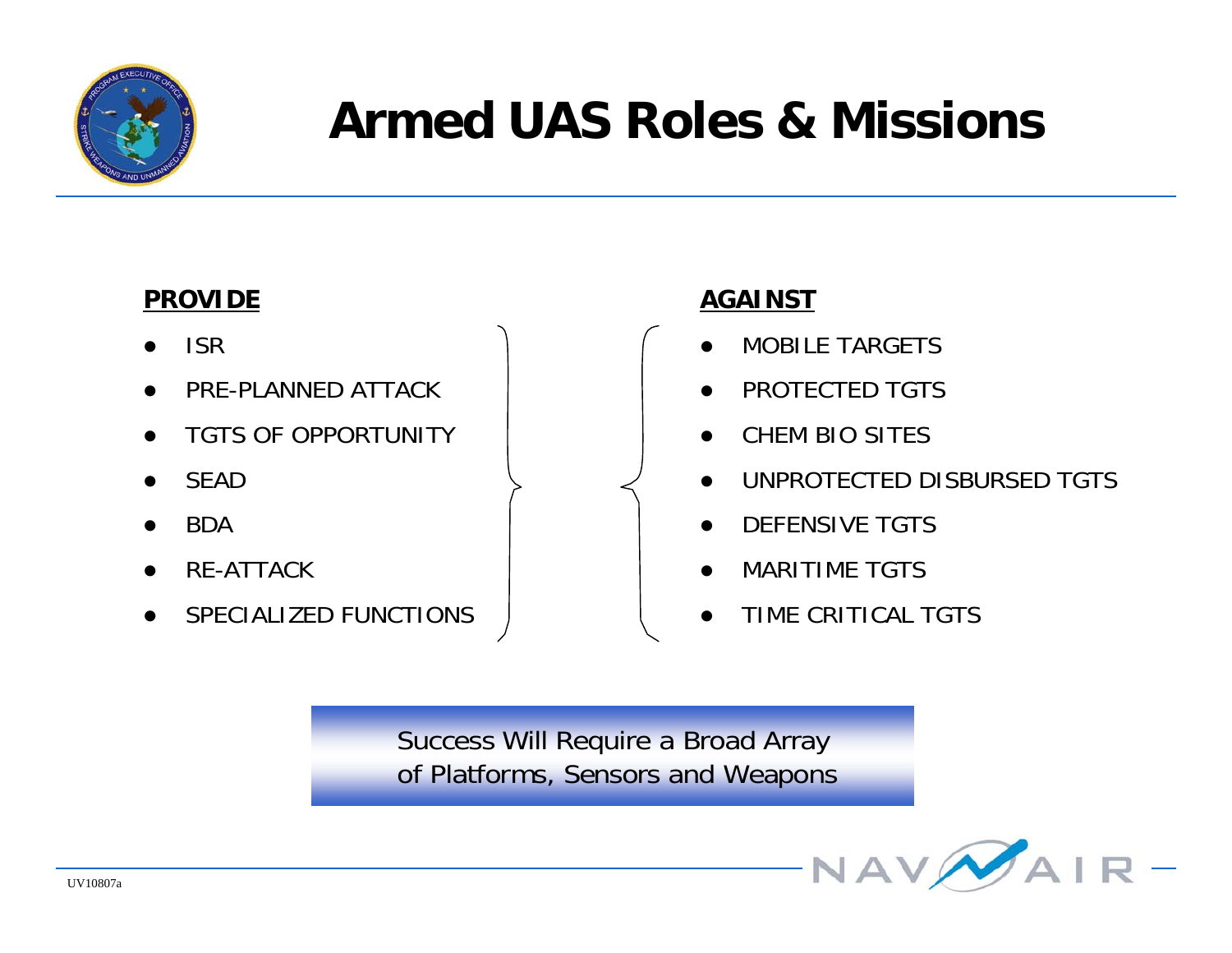# Armed UAS Roles & Missions

**PROVIDE**

- ISR
- PRE-PLANNED ATTACK
- TGTS OF OPPORTUNITY
- SEAD
- BDA
- RE-ATTACK
- SPECIALIZED FUNCTIONS

**AGAINST**

- MOBILE TARGETS
- PROTECTED TGTS
- CHEM BIO SITES
- UNPROTECTED DISBURSED TGTS
- DEFENSIVE TGTS
- MARITIME TGTS
- TIME CRITICAL TGTS

Success Will Require a Broad Array of Platforms, Sensors and Weapons

UV10807a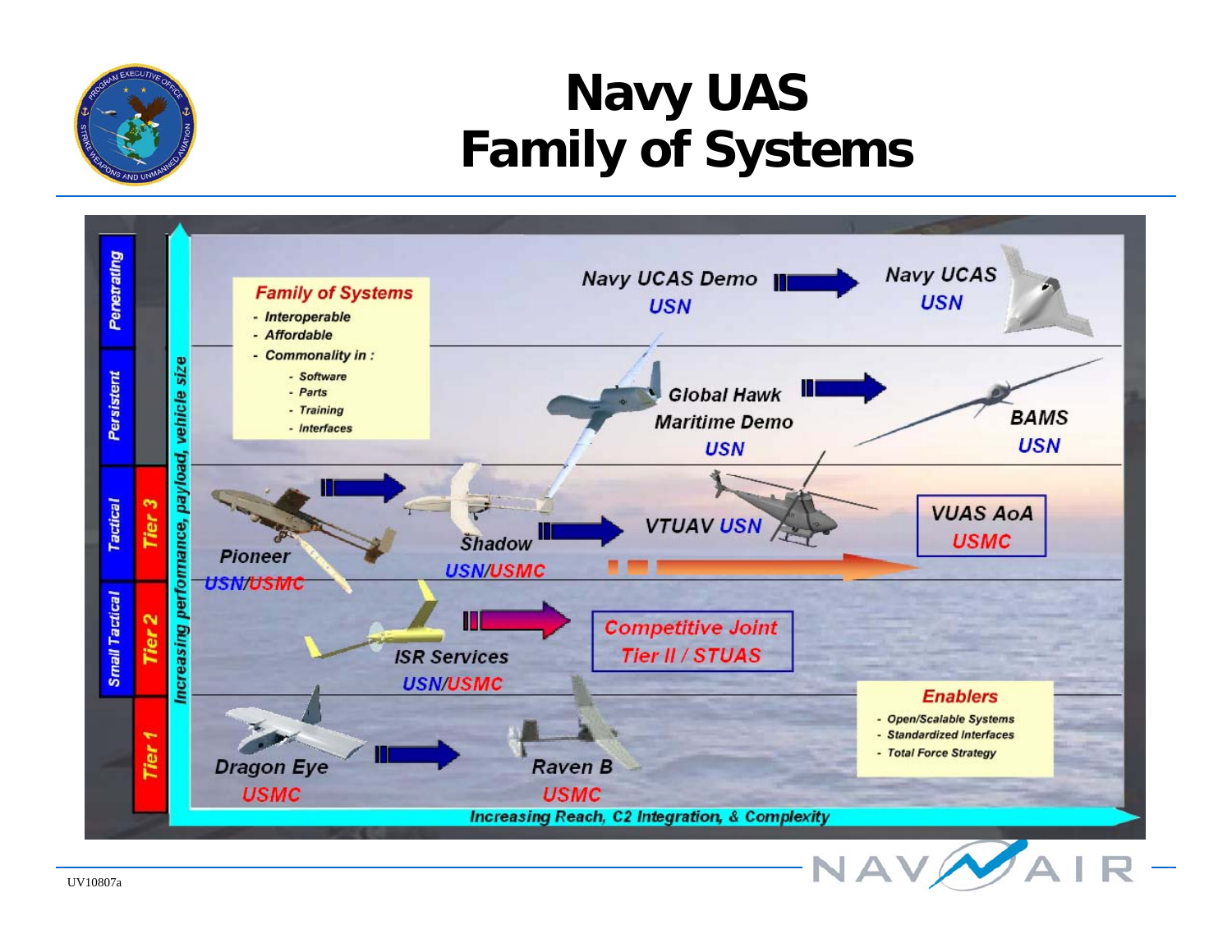# Navy UAS Family of Systems

**Family of Systems**
- Interoperable
- Affordable
- Commonality in :
  - Software
  - Parts
  - Training
  - Interfaces

Penetrating: Navy UCAS Demo USN → Navy UCAS USN

Persistent: Global Hawk Maritime Demo USN → BAMS USN

Tactical / Tier 3: Pioneer USN/USMC → Shadow USN/USMC → VTUAV USN; VUAS AoA USMC

Small Tactical / Tier 2: ISR Services USN/USMC → Competitive Joint Tier II / STUAS

Tier 1: Dragon Eye USMC → Raven B USMC

**Enablers**
- Open/Scalable Systems
- Standardized Interfaces
- Total Force Strategy

Increasing performance, payload, vehicle size

Increasing Reach, C2 Integration, & Complexity

UV10807a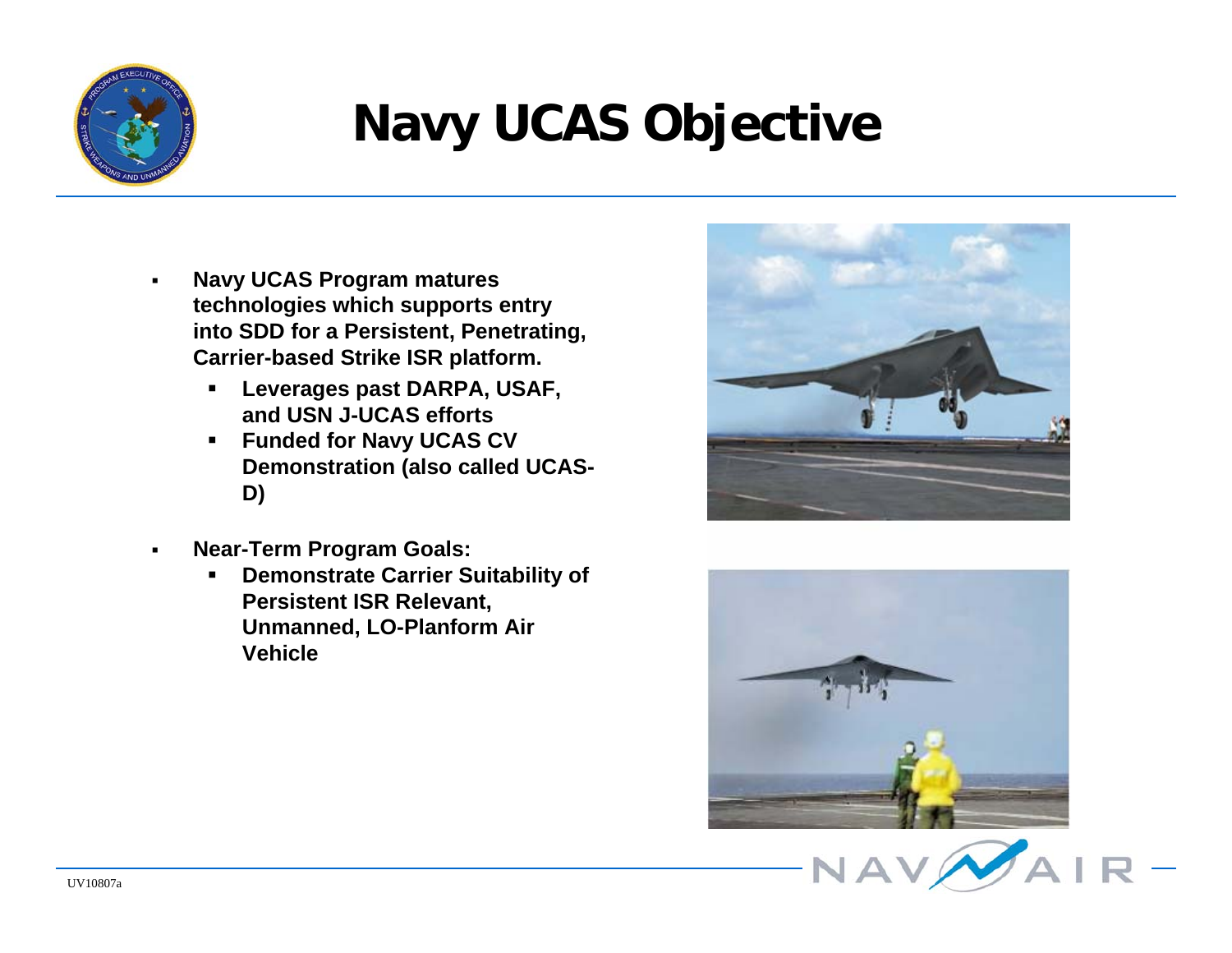# Navy UCAS Objective

- **Navy UCAS Program matures technologies which supports entry into SDD for a Persistent, Penetrating, Carrier-based Strike ISR platform.**
  - **Leverages past DARPA, USAF, and USN J-UCAS efforts**
  - **Funded for Navy UCAS CV Demonstration (also called UCAS-D)**
- **Near-Term Program Goals:**
  - **Demonstrate Carrier Suitability of Persistent ISR Relevant, Unmanned, LO-Planform Air Vehicle**

UV10807a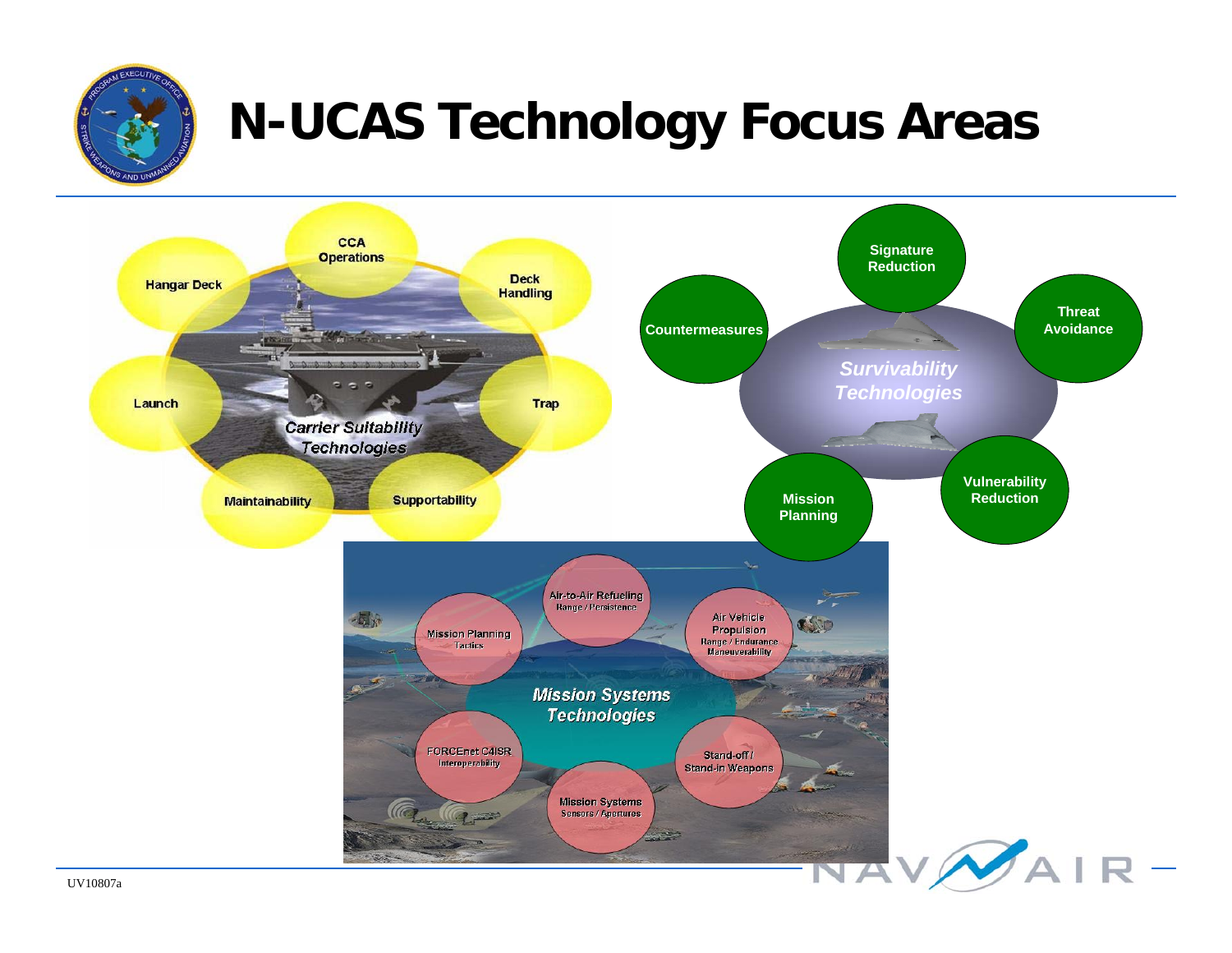# N-UCAS Technology Focus Areas

## Carrier Suitability Technologies

- CCA Operations
- Deck Handling
- Trap
- Supportability
- Maintainability
- Launch
- Hangar Deck

## Survivability Technologies

- Signature Reduction
- Threat Avoidance
- Vulnerability Reduction
- Mission Planning
- Countermeasures

## Mission Systems Technologies

- Air-to-Air Refueling — Range / Persistence
- Air Vehicle Propulsion — Range / Endurance, Maneuverability
- Stand-off / Stand-in Weapons
- Mission Systems — Sensors / Apertures
- FORCEnet C4ISR — Interoperability
- Mission Planning — Tactics

UV10807a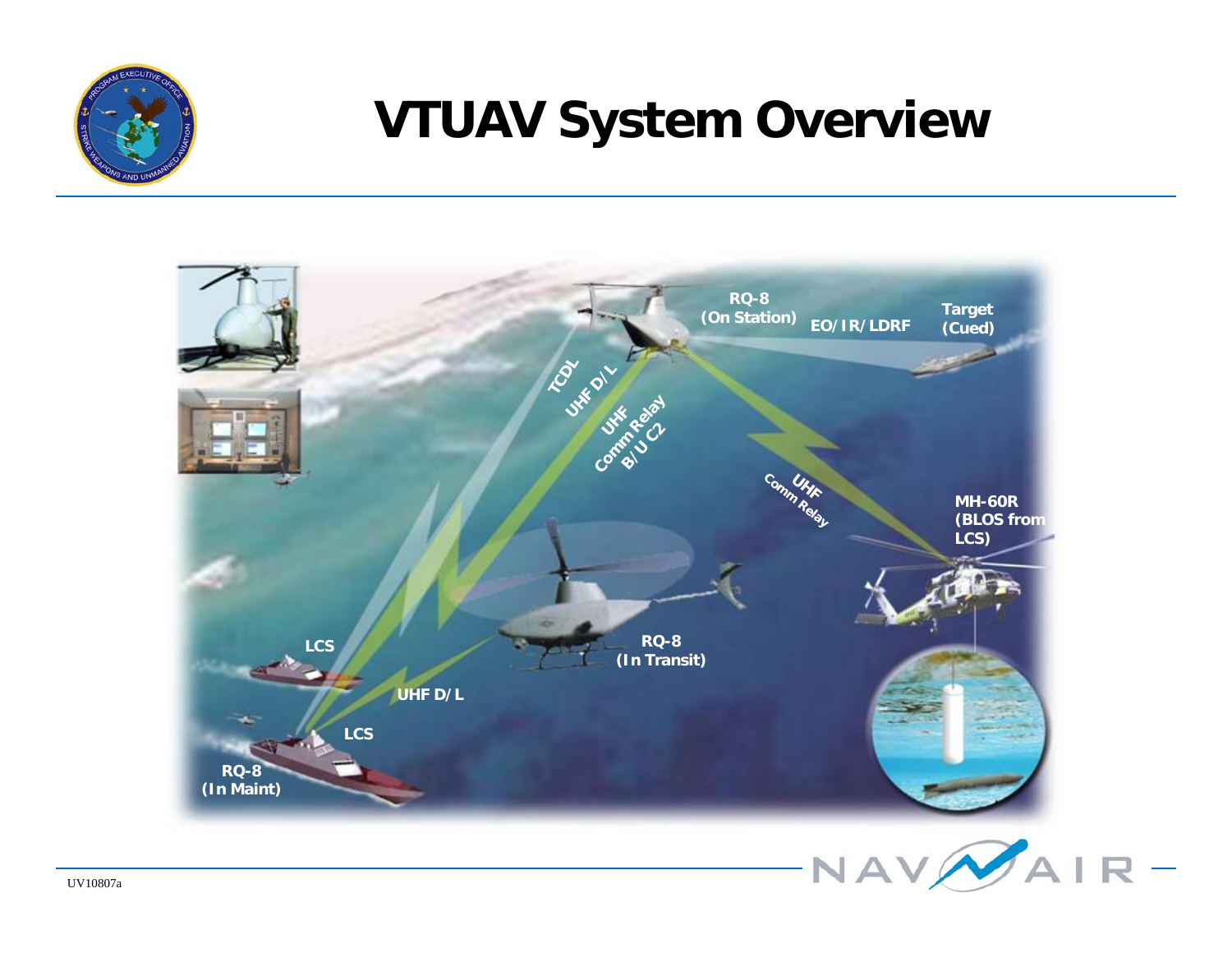# VTUAV System Overview

RQ-8 (On Station)

EO/IR/LDRF

Target (Cued)

TCDL

UHF D/L

UHF Comm Relay B/U C2

UHF Comm Relay

MH-60R (BLOS from LCS)

LCS

RQ-8 (In Transit)

UHF D/L

LCS

RQ-8 (In Maint)

UV10807a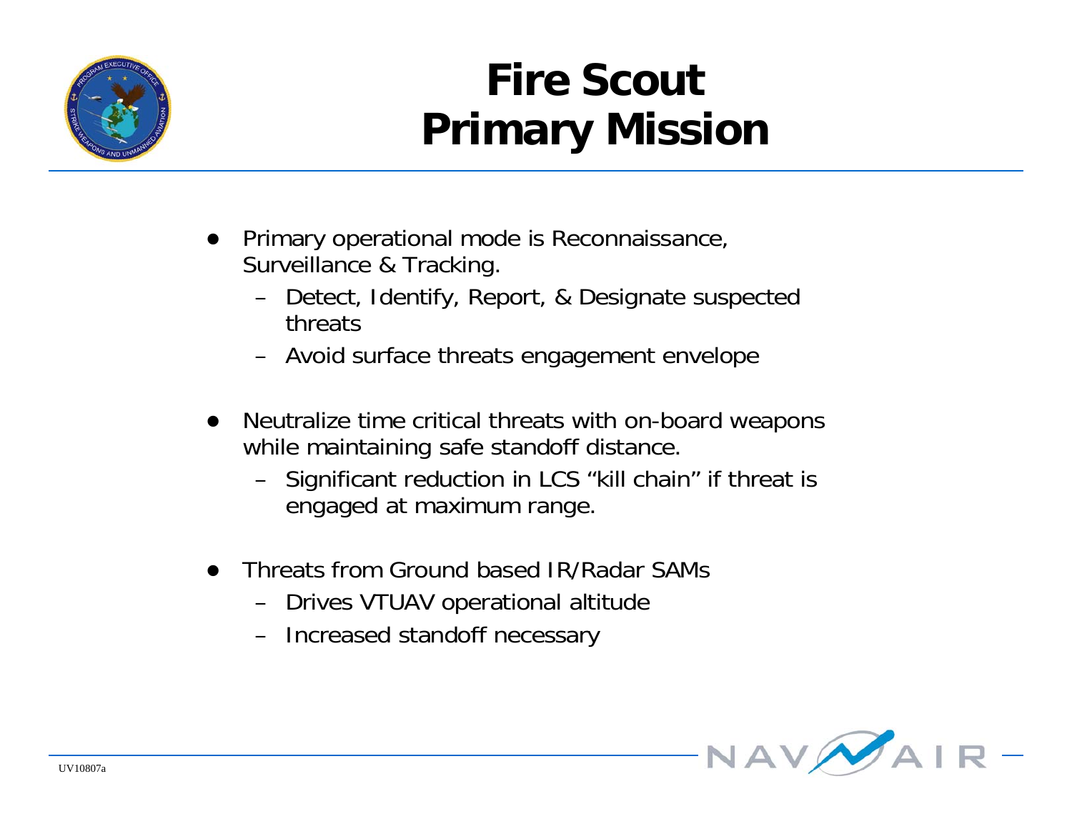# Fire Scout Primary Mission

- Primary operational mode is Reconnaissance, Surveillance & Tracking.
  - Detect, Identify, Report, & Designate suspected threats
  - Avoid surface threats engagement envelope
- Neutralize time critical threats with on-board weapons while maintaining safe standoff distance.
  - Significant reduction in LCS “kill chain” if threat is engaged at maximum range.
- Threats from Ground based IR/Radar SAMs
  - Drives VTUAV operational altitude
  - Increased standoff necessary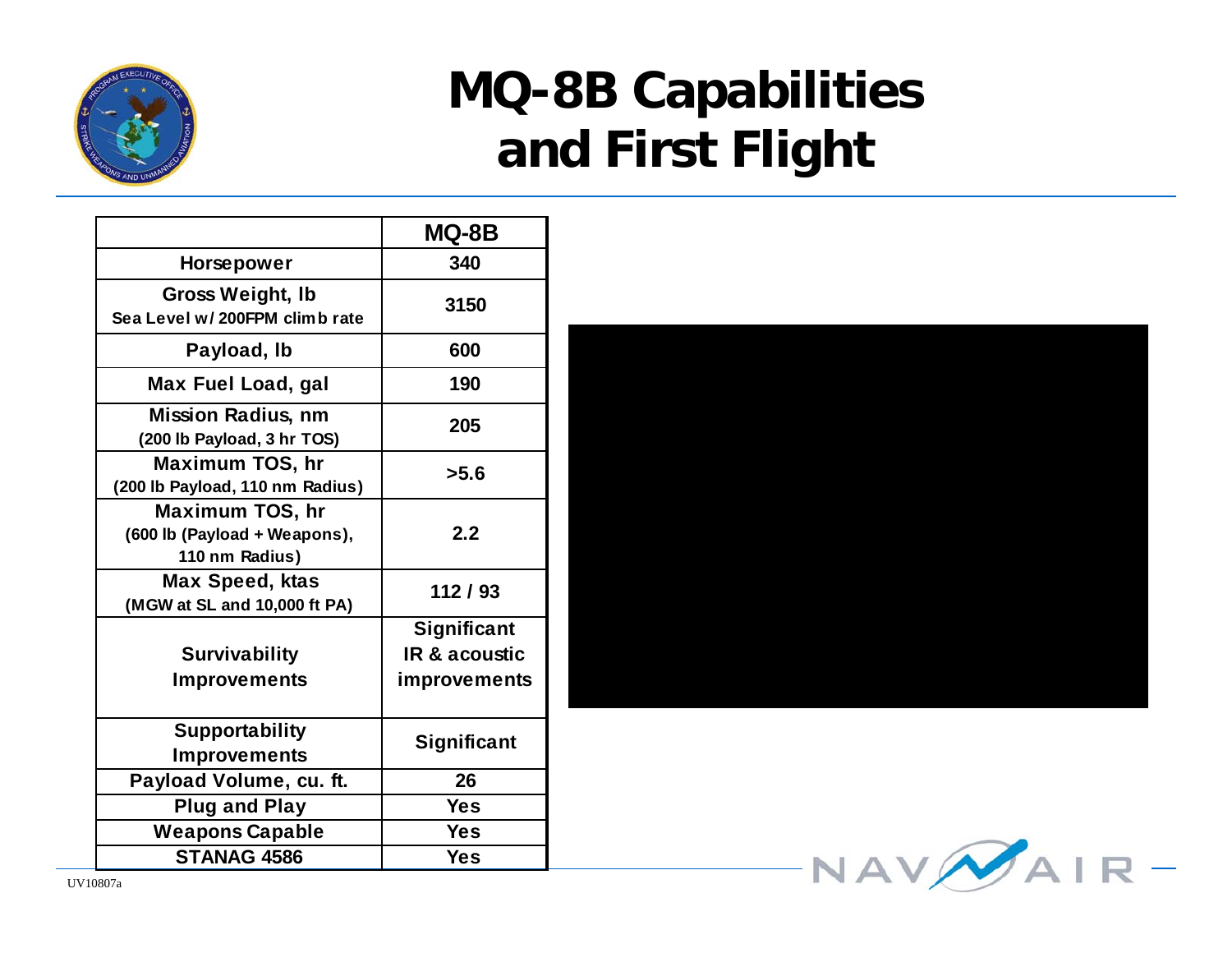# MQ-8B Capabilities and First Flight

| | MQ-8B |
|---|---|
| Horsepower | 340 |
| Gross Weight, lb<br>Sea Level w/ 200FPM climb rate | 3150 |
| Payload, lb | 600 |
| Max Fuel Load, gal | 190 |
| Mission Radius, nm<br>(200 lb Payload, 3 hr TOS) | 205 |
| Maximum TOS, hr<br>(200 lb Payload, 110 nm Radius) | >5.6 |
| Maximum TOS, hr<br>(600 lb (Payload + Weapons), 110 nm Radius) | 2.2 |
| Max Speed, ktas<br>(MGW at SL and 10,000 ft PA) | 112 / 93 |
| Survivability Improvements | Significant IR & acoustic improvements |
| Supportability Improvements | Significant |
| Payload Volume, cu. ft. | 26 |
| Plug and Play | Yes |
| Weapons Capable | Yes |
| STANAG 4586 | Yes |

UV10807a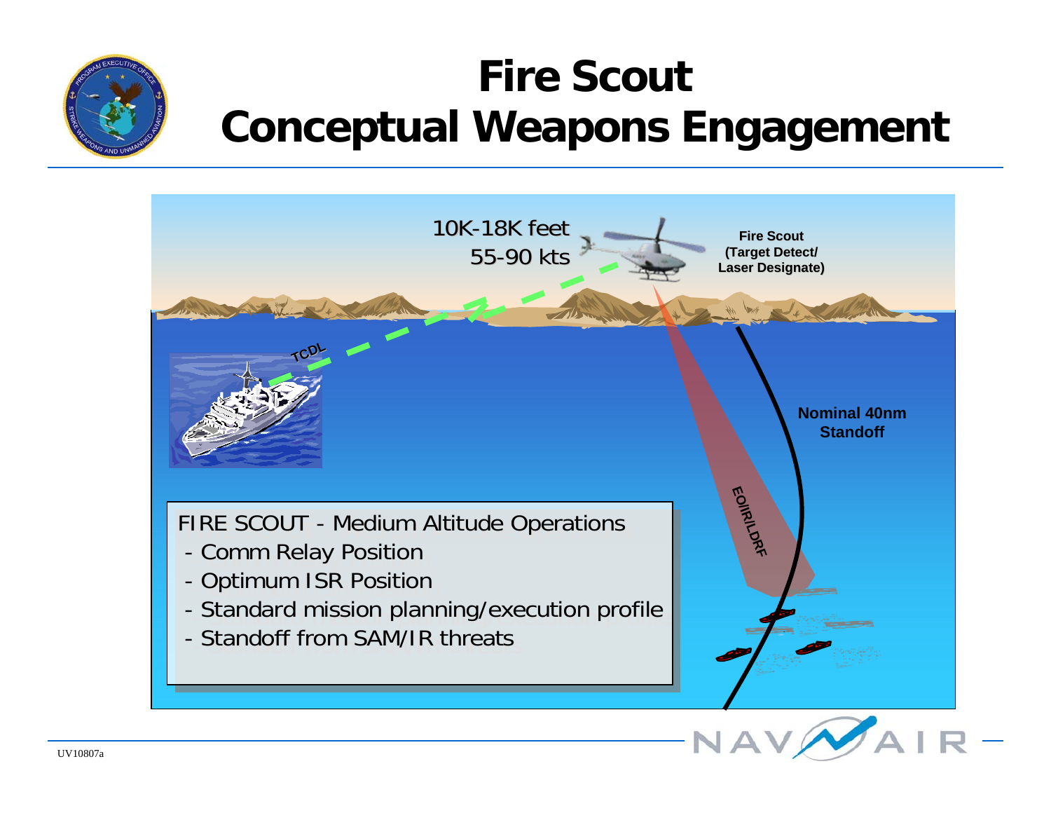# Fire Scout Conceptual Weapons Engagement

10K-18K feet
55-90 kts

Fire Scout (Target Detect/ Laser Designate)

TCDL

Nominal 40nm Standoff

EOIIR/LDRF

FIRE SCOUT - Medium Altitude Operations

- Comm Relay Position
- Optimum ISR Position
- Standard mission planning/execution profile
- Standoff from SAM/IR threats

UV10807a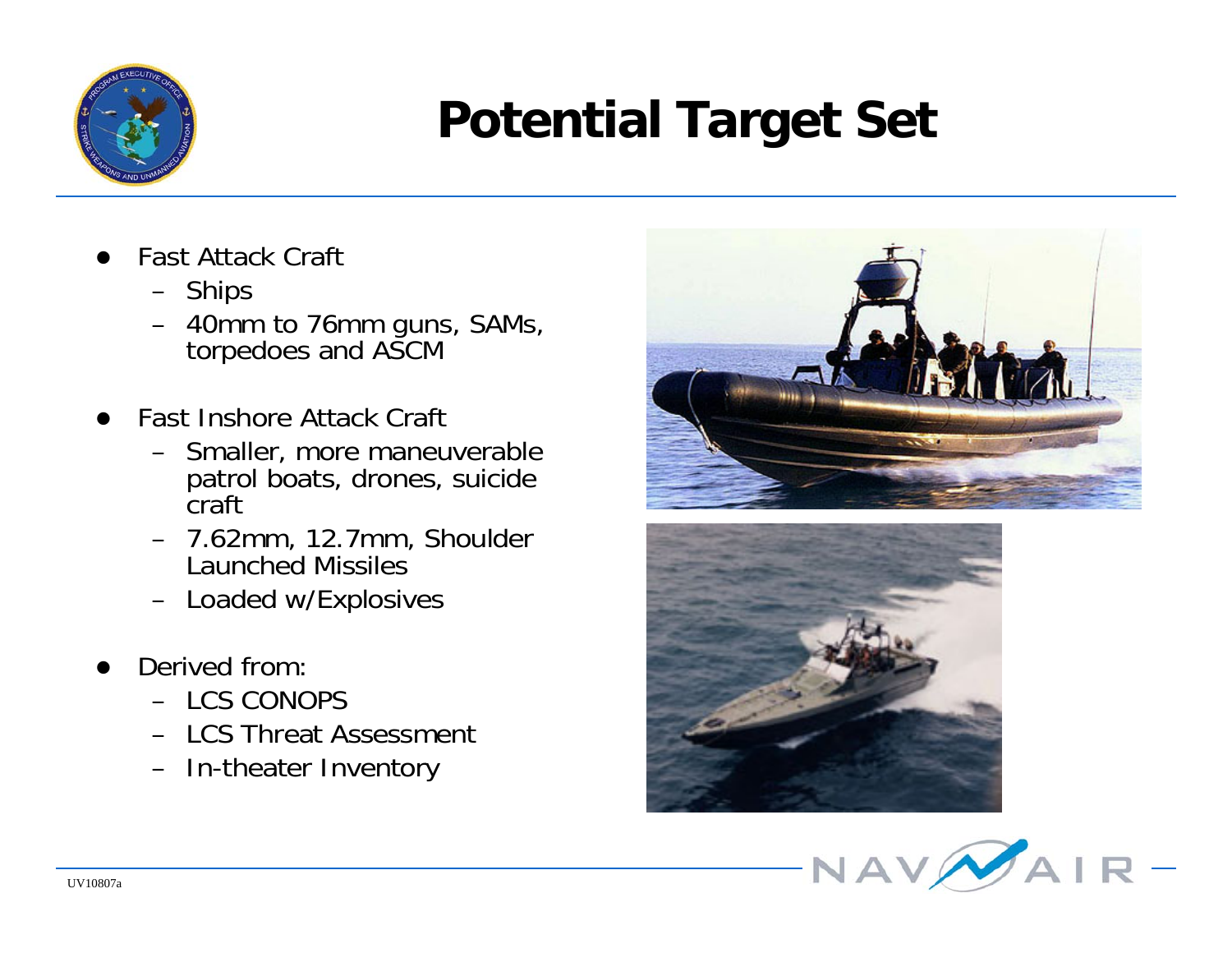# Potential Target Set

- Fast Attack Craft
  - Ships
  - 40mm to 76mm guns, SAMs, torpedoes and ASCM
- Fast Inshore Attack Craft
  - Smaller, more maneuverable patrol boats, drones, suicide craft
  - 7.62mm, 12.7mm, Shoulder Launched Missiles
  - Loaded w/Explosives
- Derived from:
  - LCS CONOPS
  - LCS Threat Assessment
  - In-theater Inventory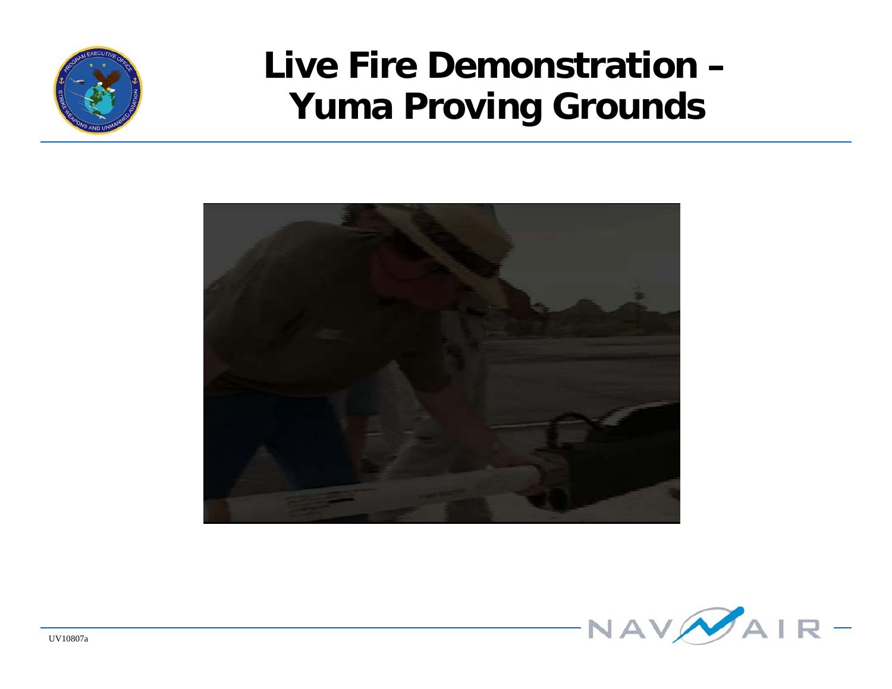# Live Fire Demonstration – Yuma Proving Grounds

UV10807a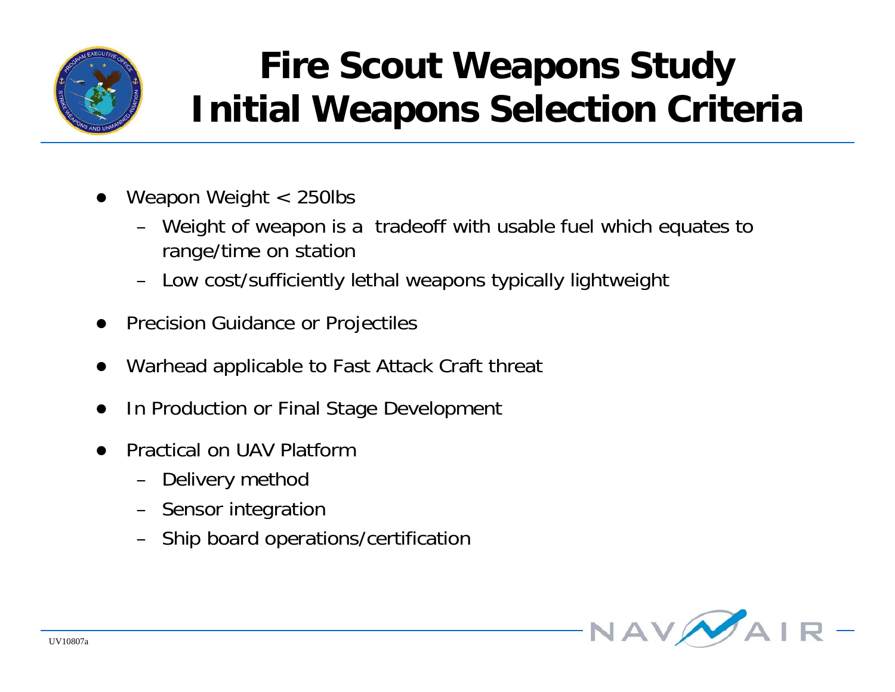# Fire Scout Weapons Study
# Initial Weapons Selection Criteria

- Weapon Weight < 250lbs
  - Weight of weapon is a tradeoff with usable fuel which equates to range/time on station
  - Low cost/sufficiently lethal weapons typically lightweight
- Precision Guidance or Projectiles
- Warhead applicable to Fast Attack Craft threat
- In Production or Final Stage Development
- Practical on UAV Platform
  - Delivery method
  - Sensor integration
  - Ship board operations/certification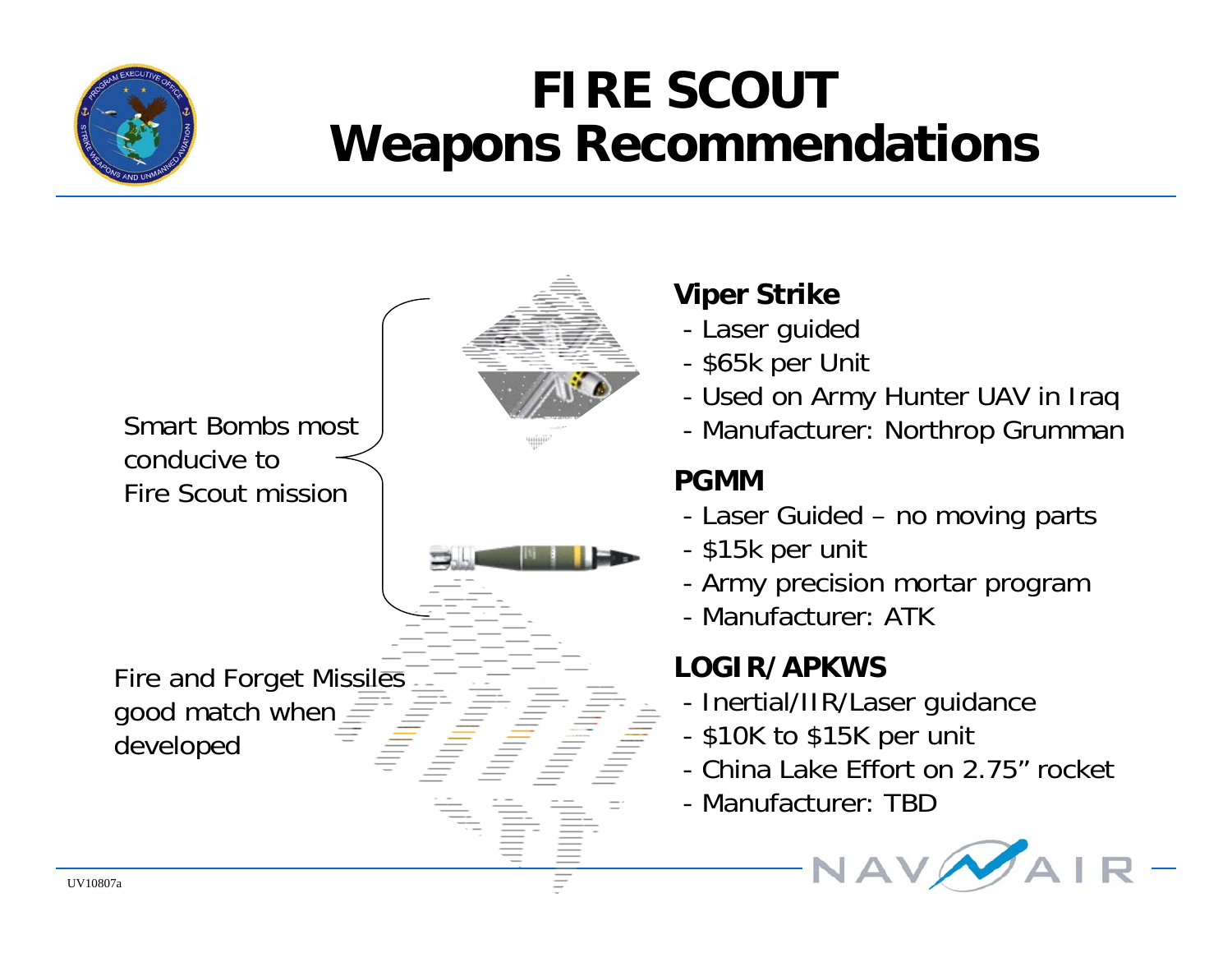# FIRE SCOUT Weapons Recommendations

Smart Bombs most conducive to Fire Scout mission

Fire and Forget Missiles good match when developed

**Viper Strike**
- Laser guided
- $65k per Unit
- Used on Army Hunter UAV in Iraq
- Manufacturer: Northrop Grumman

**PGMM**
- Laser Guided – no moving parts
- $15k per unit
- Army precision mortar program
- Manufacturer: ATK

**LOGIR/APKWS**
- Inertial/IIR/Laser guidance
- $10K to $15K per unit
- China Lake Effort on 2.75" rocket
- Manufacturer: TBD

UV10807a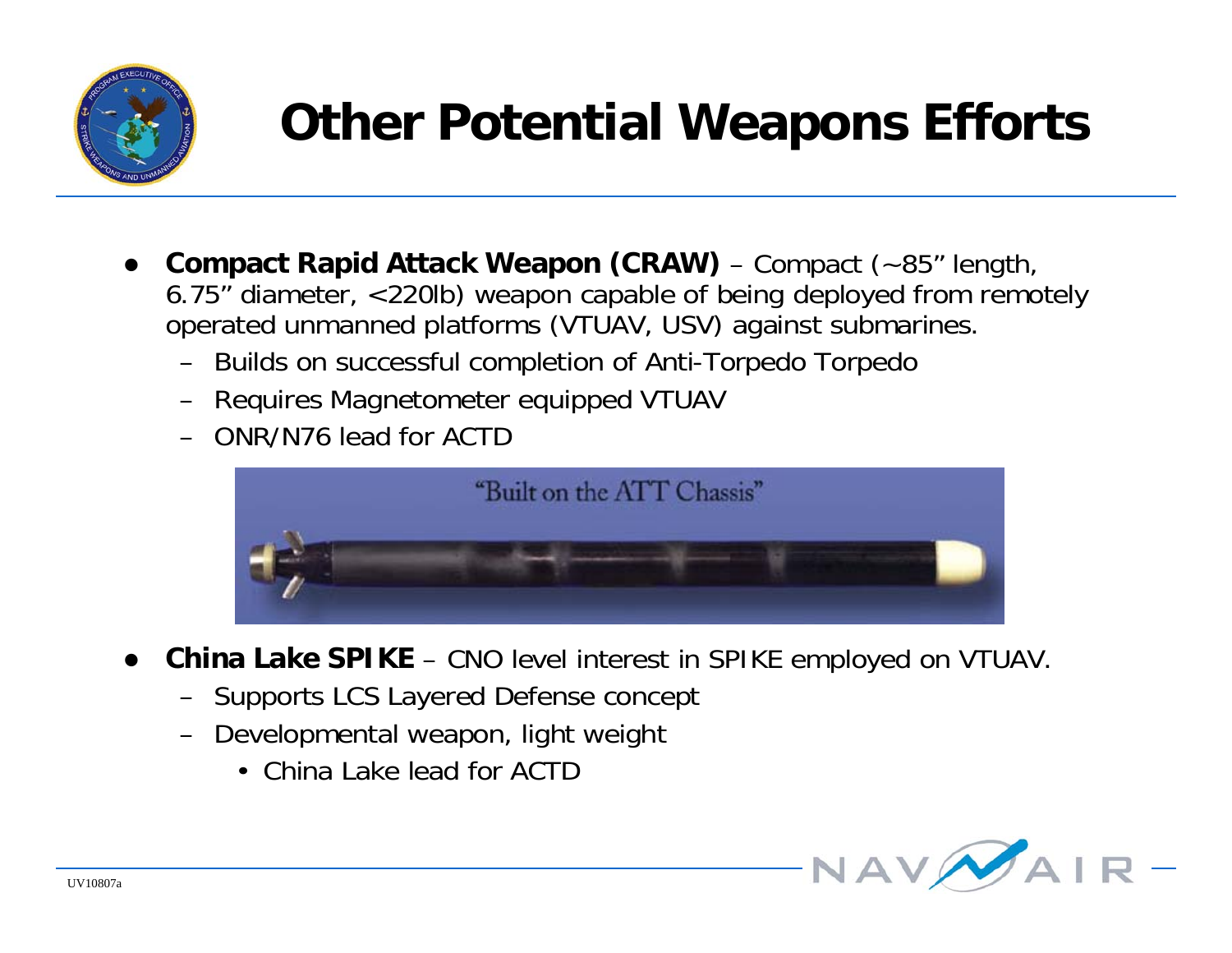# Other Potential Weapons Efforts

- **Compact Rapid Attack Weapon (CRAW)** – Compact (~85" length, 6.75" diameter, <220lb) weapon capable of being deployed from remotely operated unmanned platforms (VTUAV, USV) against submarines.
  - Builds on successful completion of Anti-Torpedo Torpedo
  - Requires Magnetometer equipped VTUAV
  - ONR/N76 lead for ACTD

"Built on the ATT Chassis"

- **China Lake SPIKE** – CNO level interest in SPIKE employed on VTUAV.
  - Supports LCS Layered Defense concept
  - Developmental weapon, light weight
    - China Lake lead for ACTD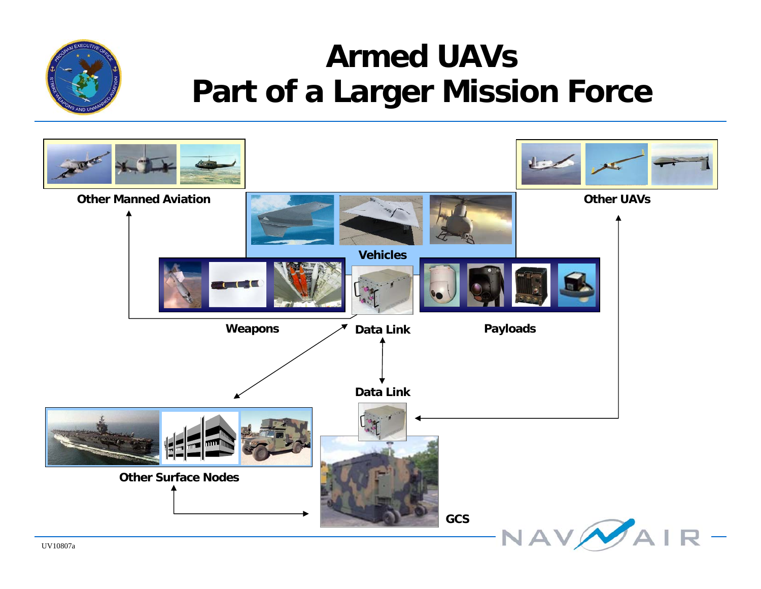# Armed UAVs
# Part of a Larger Mission Force

Other Manned Aviation

Other UAVs

Vehicles

Weapons

Data Link

Payloads

Data Link

Other Surface Nodes

GCS

UV10807a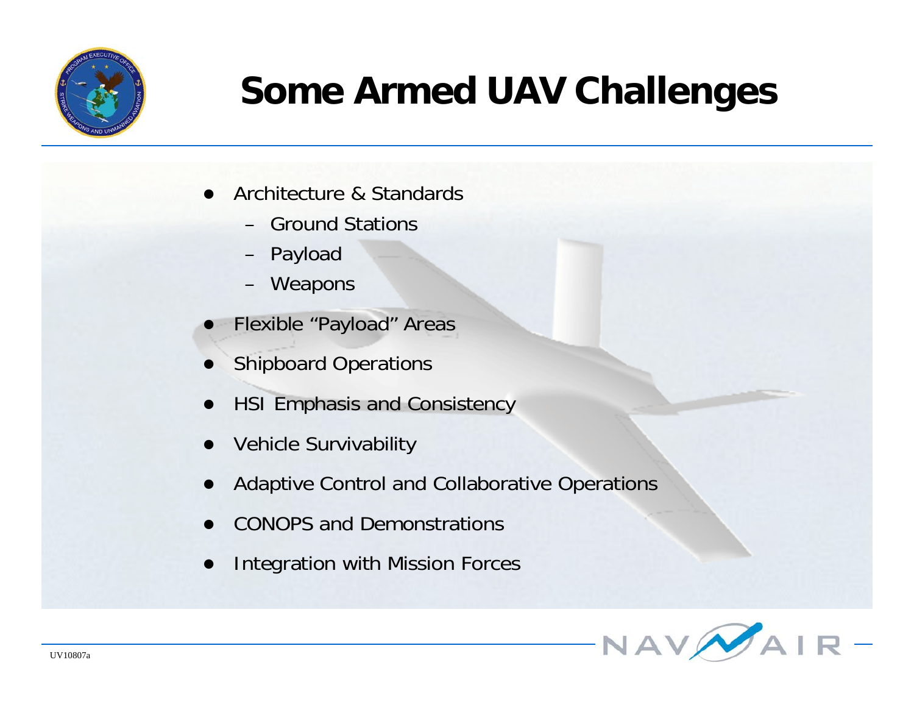# Some Armed UAV Challenges

- Architecture & Standards
  - Ground Stations
  - Payload
  - Weapons
- Flexible "Payload" Areas
- Shipboard Operations
- HSI Emphasis and Consistency
- Vehicle Survivability
- Adaptive Control and Collaborative Operations
- CONOPS and Demonstrations
- Integration with Mission Forces